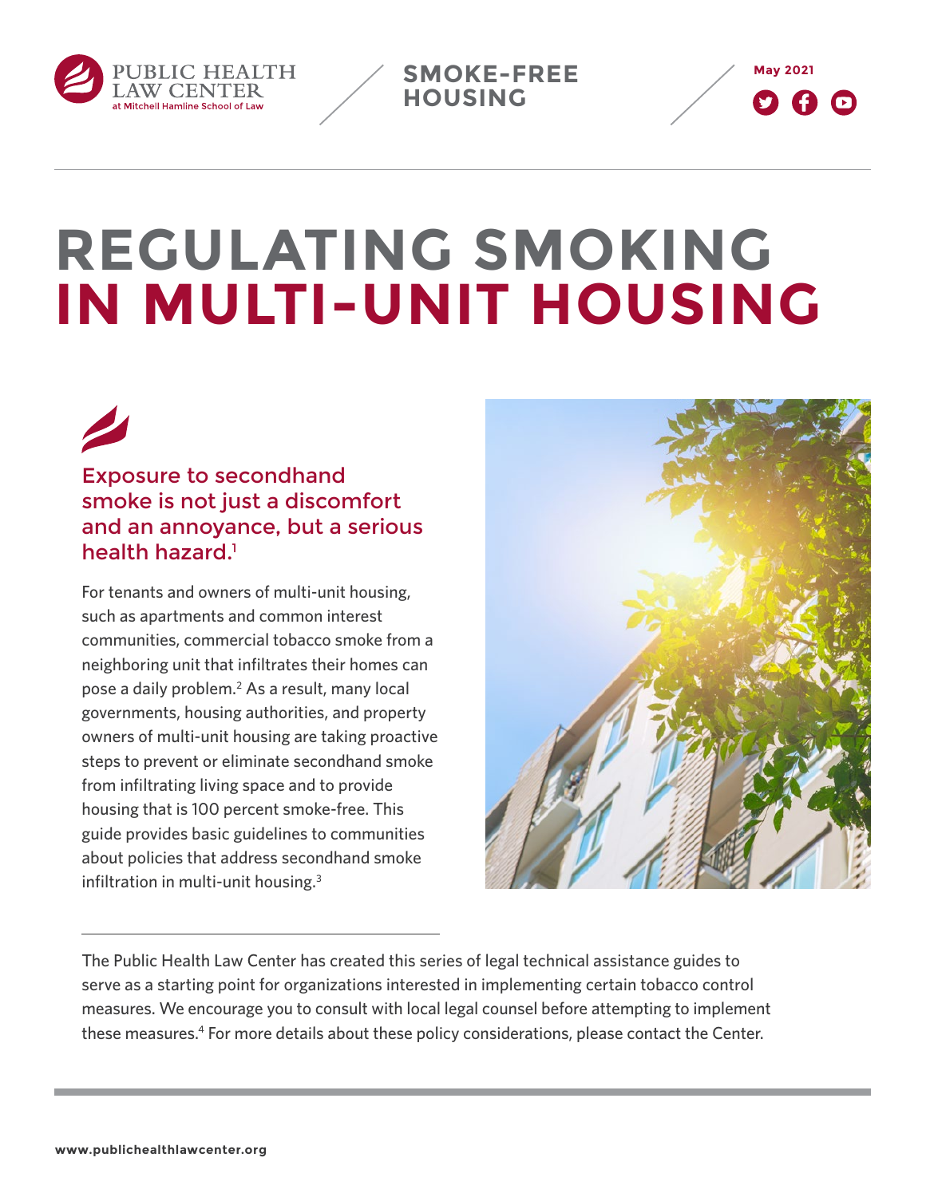PUBLIC HEALTH LAW CENTER at Mitchell Hamline School of Law

SMOKE-FREE HOUSING

May 2021

# REGULATING SMOKING IN MULTI-UNIT HOUSING

## Exposure to secondhand smoke is not just a discomfort and an annoyance, but a serious health hazard.[1]

For tenants and owners of multi-unit housing, such as apartments and common interest communities, commercial tobacco smoke from a neighboring unit that infiltrates their homes can pose a daily problem.[2] As a result, many local governments, housing authorities, and property owners of multi-unit housing are taking proactive steps to prevent or eliminate secondhand smoke from infiltrating living space and to provide housing that is 100 percent smoke-free. This guide provides basic guidelines to communities about policies that address secondhand smoke infiltration in multi-unit housing.[3]

---

The Public Health Law Center has created this series of legal technical assistance guides to serve as a starting point for organizations interested in implementing certain tobacco control measures. We encourage you to consult with local legal counsel before attempting to implement these measures.[4] For more details about these policy considerations, please contact the Center.

www.publichealthlawcenter.org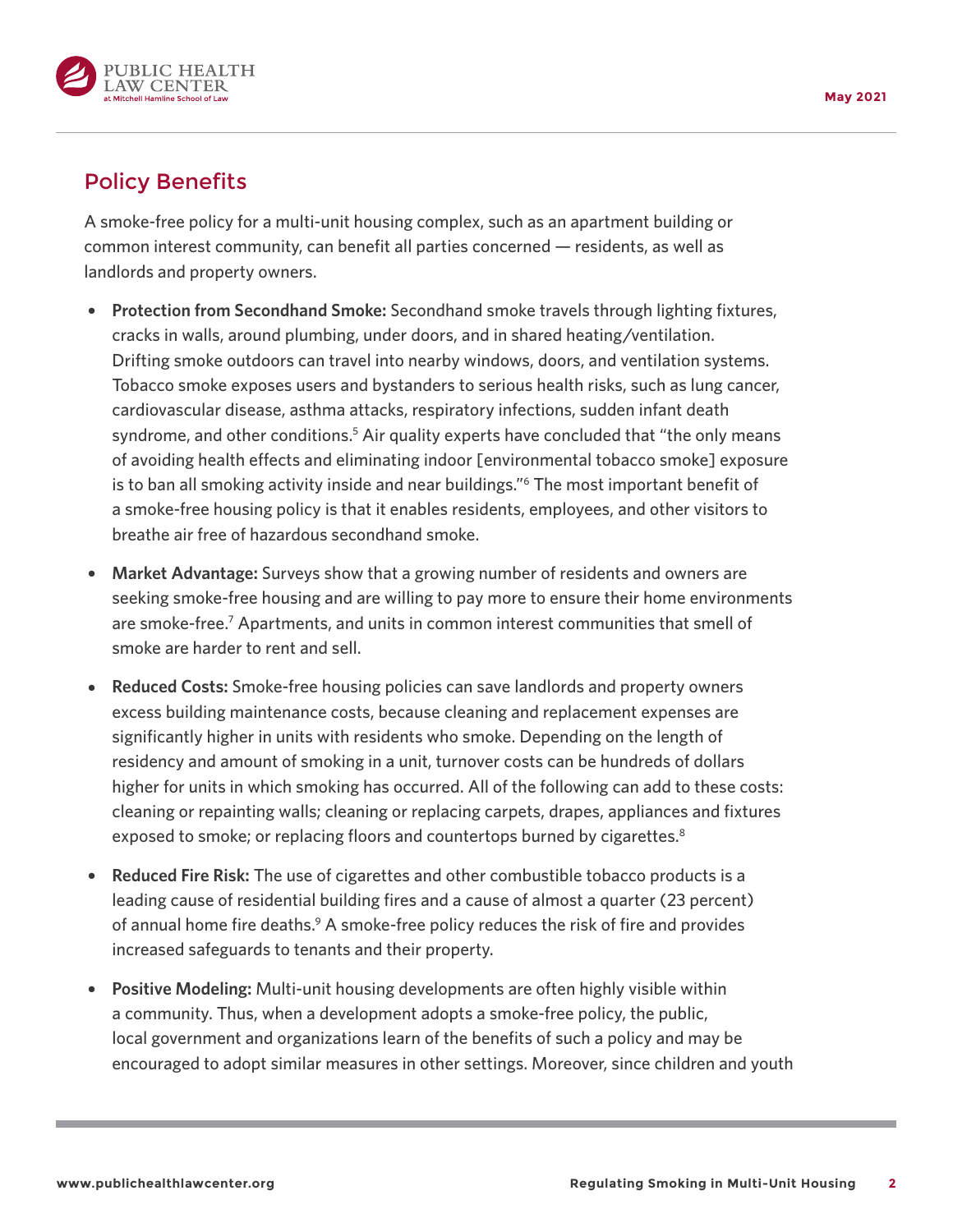## Policy Benefits

A smoke-free policy for a multi-unit housing complex, such as an apartment building or common interest community, can benefit all parties concerned — residents, as well as landlords and property owners.

- **Protection from Secondhand Smoke:** Secondhand smoke travels through lighting fixtures, cracks in walls, around plumbing, under doors, and in shared heating/ventilation. Drifting smoke outdoors can travel into nearby windows, doors, and ventilation systems. Tobacco smoke exposes users and bystanders to serious health risks, such as lung cancer, cardiovascular disease, asthma attacks, respiratory infections, sudden infant death syndrome, and other conditions.[5] Air quality experts have concluded that "the only means of avoiding health effects and eliminating indoor [environmental tobacco smoke] exposure is to ban all smoking activity inside and near buildings."[6] The most important benefit of a smoke-free housing policy is that it enables residents, employees, and other visitors to breathe air free of hazardous secondhand smoke.
- **Market Advantage:** Surveys show that a growing number of residents and owners are seeking smoke-free housing and are willing to pay more to ensure their home environments are smoke-free.[7] Apartments, and units in common interest communities that smell of smoke are harder to rent and sell.
- **Reduced Costs:** Smoke-free housing policies can save landlords and property owners excess building maintenance costs, because cleaning and replacement expenses are significantly higher in units with residents who smoke. Depending on the length of residency and amount of smoking in a unit, turnover costs can be hundreds of dollars higher for units in which smoking has occurred. All of the following can add to these costs: cleaning or repainting walls; cleaning or replacing carpets, drapes, appliances and fixtures exposed to smoke; or replacing floors and countertops burned by cigarettes.[8]
- **Reduced Fire Risk:** The use of cigarettes and other combustible tobacco products is a leading cause of residential building fires and a cause of almost a quarter (23 percent) of annual home fire deaths.[9] A smoke-free policy reduces the risk of fire and provides increased safeguards to tenants and their property.
- **Positive Modeling:** Multi-unit housing developments are often highly visible within a community. Thus, when a development adopts a smoke-free policy, the public, local government and organizations learn of the benefits of such a policy and may be encouraged to adopt similar measures in other settings. Moreover, since children and youth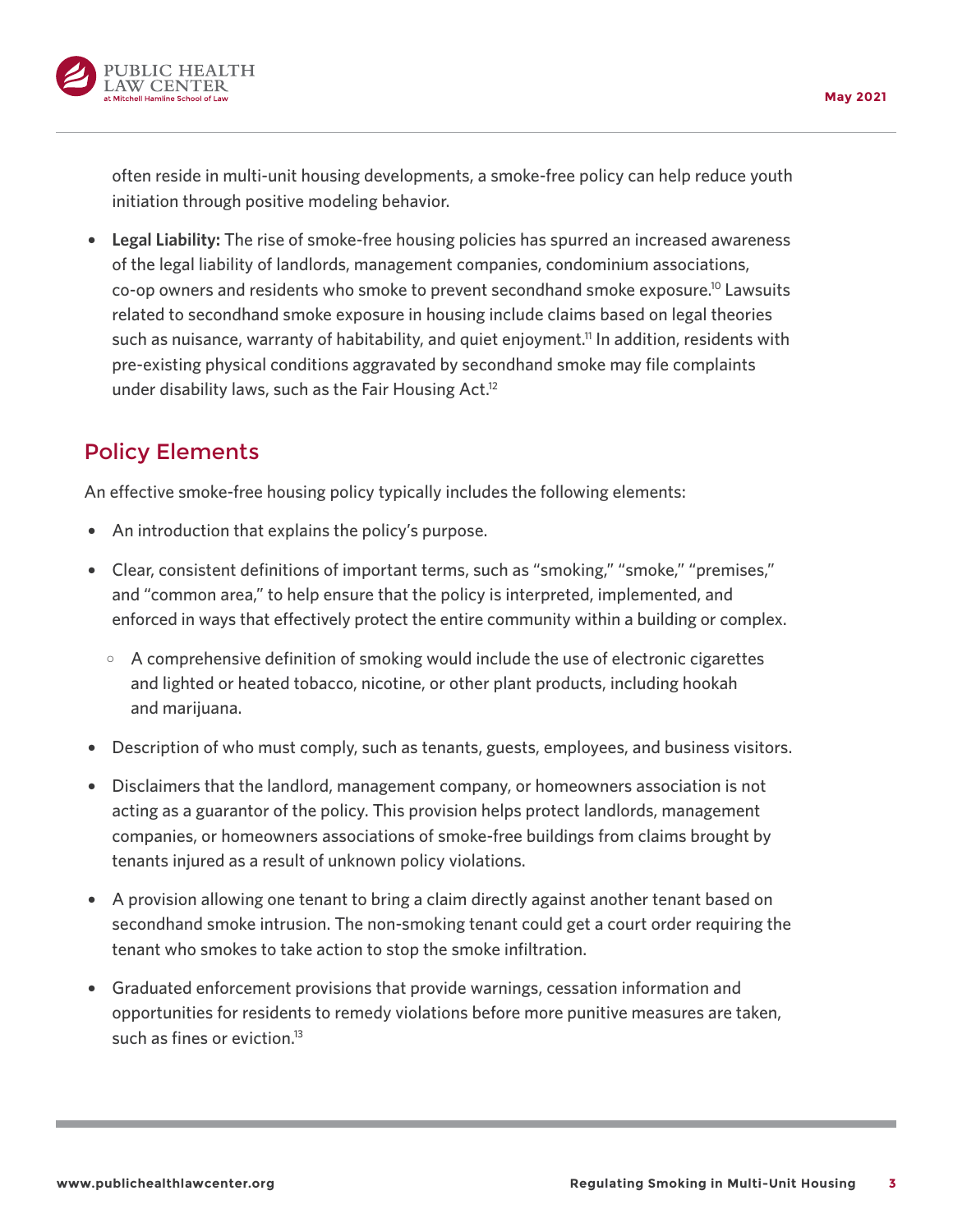often reside in multi-unit housing developments, a smoke-free policy can help reduce youth initiation through positive modeling behavior.

- **Legal Liability:** The rise of smoke-free housing policies has spurred an increased awareness of the legal liability of landlords, management companies, condominium associations, co-op owners and residents who smoke to prevent secondhand smoke exposure.[10] Lawsuits related to secondhand smoke exposure in housing include claims based on legal theories such as nuisance, warranty of habitability, and quiet enjoyment.[11] In addition, residents with pre-existing physical conditions aggravated by secondhand smoke may file complaints under disability laws, such as the Fair Housing Act.[12]

## Policy Elements

An effective smoke-free housing policy typically includes the following elements:

- An introduction that explains the policy's purpose.
- Clear, consistent definitions of important terms, such as "smoking," "smoke," "premises," and "common area," to help ensure that the policy is interpreted, implemented, and enforced in ways that effectively protect the entire community within a building or complex.
  - A comprehensive definition of smoking would include the use of electronic cigarettes and lighted or heated tobacco, nicotine, or other plant products, including hookah and marijuana.
- Description of who must comply, such as tenants, guests, employees, and business visitors.
- Disclaimers that the landlord, management company, or homeowners association is not acting as a guarantor of the policy. This provision helps protect landlords, management companies, or homeowners associations of smoke-free buildings from claims brought by tenants injured as a result of unknown policy violations.
- A provision allowing one tenant to bring a claim directly against another tenant based on secondhand smoke intrusion. The non-smoking tenant could get a court order requiring the tenant who smokes to take action to stop the smoke infiltration.
- Graduated enforcement provisions that provide warnings, cessation information and opportunities for residents to remedy violations before more punitive measures are taken, such as fines or eviction.[13]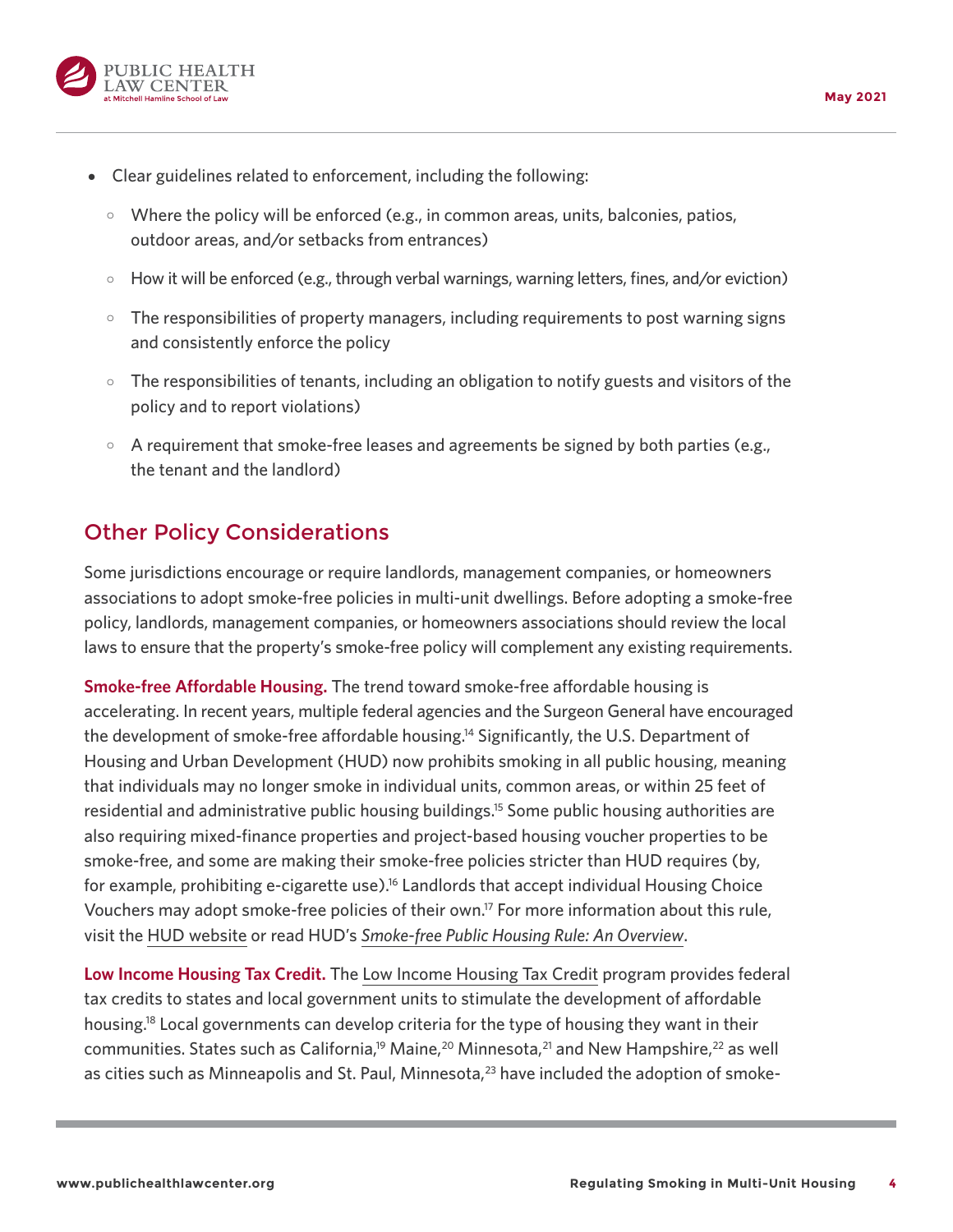- Clear guidelines related to enforcement, including the following:
  - Where the policy will be enforced (e.g., in common areas, units, balconies, patios, outdoor areas, and/or setbacks from entrances)
  - How it will be enforced (e.g., through verbal warnings, warning letters, fines, and/or eviction)
  - The responsibilities of property managers, including requirements to post warning signs and consistently enforce the policy
  - The responsibilities of tenants, including an obligation to notify guests and visitors of the policy and to report violations)
  - A requirement that smoke-free leases and agreements be signed by both parties (e.g., the tenant and the landlord)

## Other Policy Considerations

Some jurisdictions encourage or require landlords, management companies, or homeowners associations to adopt smoke-free policies in multi-unit dwellings. Before adopting a smoke-free policy, landlords, management companies, or homeowners associations should review the local laws to ensure that the property's smoke-free policy will complement any existing requirements.

**Smoke-free Affordable Housing.** The trend toward smoke-free affordable housing is accelerating. In recent years, multiple federal agencies and the Surgeon General have encouraged the development of smoke-free affordable housing.[14] Significantly, the U.S. Department of Housing and Urban Development (HUD) now prohibits smoking in all public housing, meaning that individuals may no longer smoke in individual units, common areas, or within 25 feet of residential and administrative public housing buildings.[15] Some public housing authorities are also requiring mixed-finance properties and project-based housing voucher properties to be smoke-free, and some are making their smoke-free policies stricter than HUD requires (by, for example, prohibiting e-cigarette use).[16] Landlords that accept individual Housing Choice Vouchers may adopt smoke-free policies of their own.[17] For more information about this rule, visit the HUD website or read HUD's *Smoke-free Public Housing Rule: An Overview*.

**Low Income Housing Tax Credit.** The Low Income Housing Tax Credit program provides federal tax credits to states and local government units to stimulate the development of affordable housing.[18] Local governments can develop criteria for the type of housing they want in their communities. States such as California,[19] Maine,[20] Minnesota,[21] and New Hampshire,[22] as well as cities such as Minneapolis and St. Paul, Minnesota,[23] have included the adoption of smoke-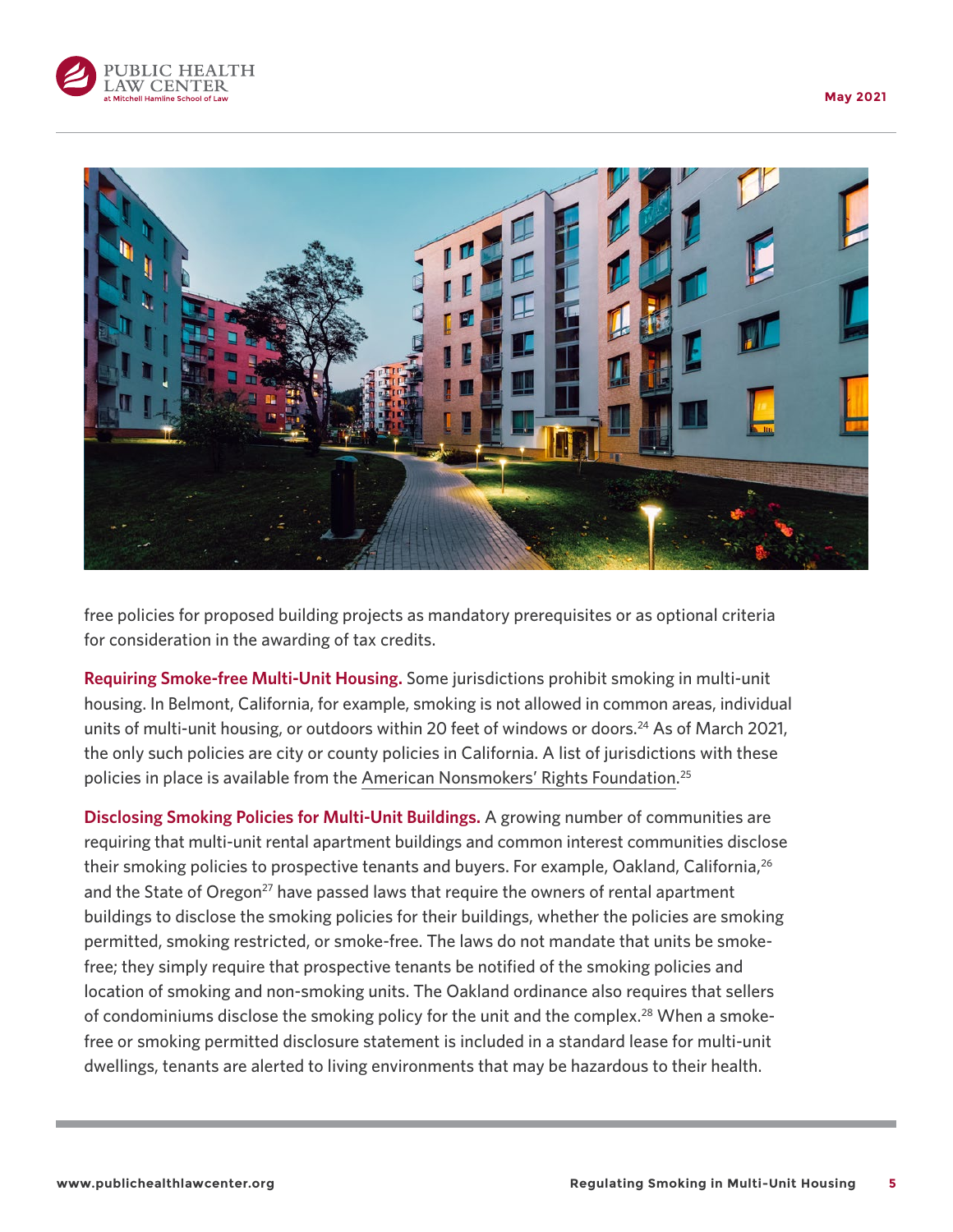free policies for proposed building projects as mandatory prerequisites or as optional criteria for consideration in the awarding of tax credits.

**Requiring Smoke-free Multi-Unit Housing.** Some jurisdictions prohibit smoking in multi-unit housing. In Belmont, California, for example, smoking is not allowed in common areas, individual units of multi-unit housing, or outdoors within 20 feet of windows or doors.[24] As of March 2021, the only such policies are city or county policies in California. A list of jurisdictions with these policies in place is available from the American Nonsmokers' Rights Foundation.[25]

**Disclosing Smoking Policies for Multi-Unit Buildings.** A growing number of communities are requiring that multi-unit rental apartment buildings and common interest communities disclose their smoking policies to prospective tenants and buyers. For example, Oakland, California,[26] and the State of Oregon[27] have passed laws that require the owners of rental apartment buildings to disclose the smoking policies for their buildings, whether the policies are smoking permitted, smoking restricted, or smoke-free. The laws do not mandate that units be smoke-free; they simply require that prospective tenants be notified of the smoking policies and location of smoking and non-smoking units. The Oakland ordinance also requires that sellers of condominiums disclose the smoking policy for the unit and the complex.[28] When a smoke-free or smoking permitted disclosure statement is included in a standard lease for multi-unit dwellings, tenants are alerted to living environments that may be hazardous to their health.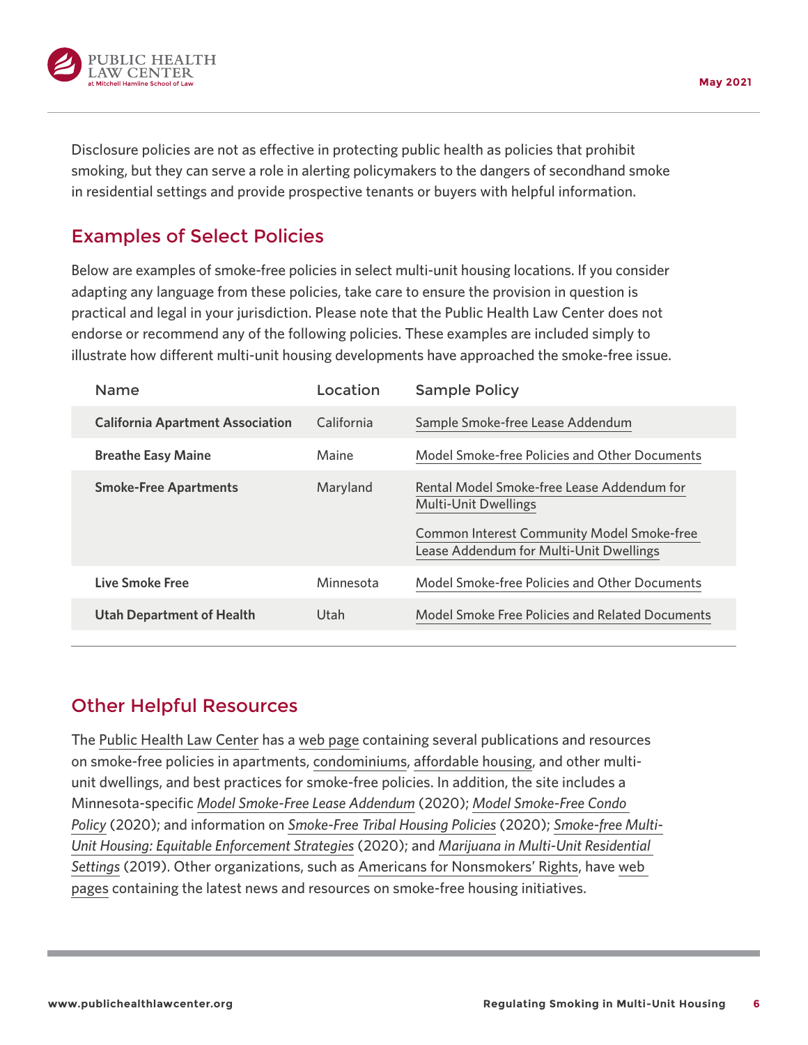Disclosure policies are not as effective in protecting public health as policies that prohibit smoking, but they can serve a role in alerting policymakers to the dangers of secondhand smoke in residential settings and provide prospective tenants or buyers with helpful information.

## Examples of Select Policies

Below are examples of smoke-free policies in select multi-unit housing locations. If you consider adapting any language from these policies, take care to ensure the provision in question is practical and legal in your jurisdiction. Please note that the Public Health Law Center does not endorse or recommend any of the following policies. These examples are included simply to illustrate how different multi-unit housing developments have approached the smoke-free issue.

| Name | Location | Sample Policy |
|---|---|---|
| **California Apartment Association** | California | Sample Smoke-free Lease Addendum |
| **Breathe Easy Maine** | Maine | Model Smoke-free Policies and Other Documents |
| **Smoke-Free Apartments** | Maryland | Rental Model Smoke-free Lease Addendum for Multi-Unit Dwellings<br><br>Common Interest Community Model Smoke-free Lease Addendum for Multi-Unit Dwellings |
| **Live Smoke Free** | Minnesota | Model Smoke-free Policies and Other Documents |
| **Utah Department of Health** | Utah | Model Smoke Free Policies and Related Documents |

## Other Helpful Resources

The Public Health Law Center has a web page containing several publications and resources on smoke-free policies in apartments, condominiums, affordable housing, and other multi-unit dwellings, and best practices for smoke-free policies. In addition, the site includes a Minnesota-specific *Model Smoke-Free Lease Addendum* (2020); *Model Smoke-Free Condo Policy* (2020); and information on *Smoke-Free Tribal Housing Policies* (2020); *Smoke-free Multi-Unit Housing: Equitable Enforcement Strategies* (2020); and *Marijuana in Multi-Unit Residential Settings* (2019). Other organizations, such as Americans for Nonsmokers' Rights, have web pages containing the latest news and resources on smoke-free housing initiatives.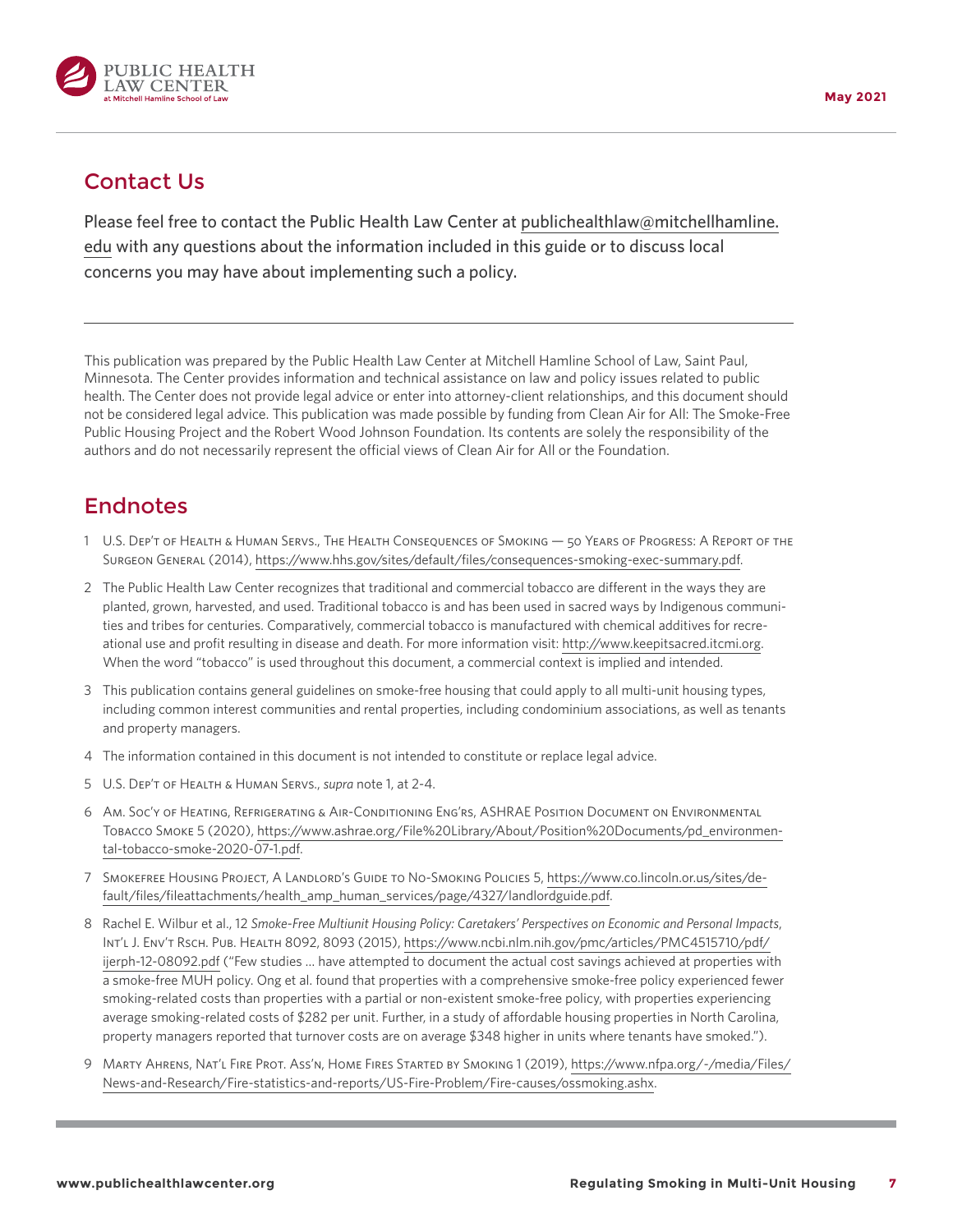## Contact Us

Please feel free to contact the Public Health Law Center at publichealthlaw@mitchellhamline.edu with any questions about the information included in this guide or to discuss local concerns you may have about implementing such a policy.

---

This publication was prepared by the Public Health Law Center at Mitchell Hamline School of Law, Saint Paul, Minnesota. The Center provides information and technical assistance on law and policy issues related to public health. The Center does not provide legal advice or enter into attorney-client relationships, and this document should not be considered legal advice. This publication was made possible by funding from Clean Air for All: The Smoke-Free Public Housing Project and the Robert Wood Johnson Foundation. Its contents are solely the responsibility of the authors and do not necessarily represent the official views of Clean Air for All or the Foundation.

## Endnotes

1. U.S. Dep't of Health & Human Servs., The Health Consequences of Smoking — 50 Years of Progress: A Report of the Surgeon General (2014), https://www.hhs.gov/sites/default/files/consequences-smoking-exec-summary.pdf.
2. The Public Health Law Center recognizes that traditional and commercial tobacco are different in the ways they are planted, grown, harvested, and used. Traditional tobacco is and has been used in sacred ways by Indigenous communities and tribes for centuries. Comparatively, commercial tobacco is manufactured with chemical additives for recreational use and profit resulting in disease and death. For more information visit: http://www.keepitsacred.itcmi.org. When the word "tobacco" is used throughout this document, a commercial context is implied and intended.
3. This publication contains general guidelines on smoke-free housing that could apply to all multi-unit housing types, including common interest communities and rental properties, including condominium associations, as well as tenants and property managers.
4. The information contained in this document is not intended to constitute or replace legal advice.
5. U.S. Dep't of Health & Human Servs., *supra* note 1, at 2-4.
6. Am. Soc'y of Heating, Refrigerating & Air-Conditioning Eng'rs, ASHRAE Position Document on Environmental Tobacco Smoke 5 (2020), https://www.ashrae.org/File%20Library/About/Position%20Documents/pd_environmental-tobacco-smoke-2020-07-1.pdf.
7. Smokefree Housing Project, A Landlord's Guide to No-Smoking Policies 5, https://www.co.lincoln.or.us/sites/default/files/fileattachments/health_amp_human_services/page/4327/landlordguide.pdf.
8. Rachel E. Wilbur et al., 12 *Smoke-Free Multiunit Housing Policy: Caretakers' Perspectives on Economic and Personal Impacts*, Int'l J. Env't Rsch. Pub. Health 8092, 8093 (2015), https://www.ncbi.nlm.nih.gov/pmc/articles/PMC4515710/pdf/ijerph-12-08092.pdf ("Few studies … have attempted to document the actual cost savings achieved at properties with a smoke-free MUH policy. Ong et al. found that properties with a comprehensive smoke-free policy experienced fewer smoking-related costs than properties with a partial or non-existent smoke-free policy, with properties experiencing average smoking-related costs of $282 per unit. Further, in a study of affordable housing properties in North Carolina, property managers reported that turnover costs are on average $348 higher in units where tenants have smoked.").
9. Marty Ahrens, Nat'l Fire Prot. Ass'n, Home Fires Started by Smoking 1 (2019), https://www.nfpa.org/-/media/Files/News-and-Research/Fire-statistics-and-reports/US-Fire-Problem/Fire-causes/ossmoking.ashx.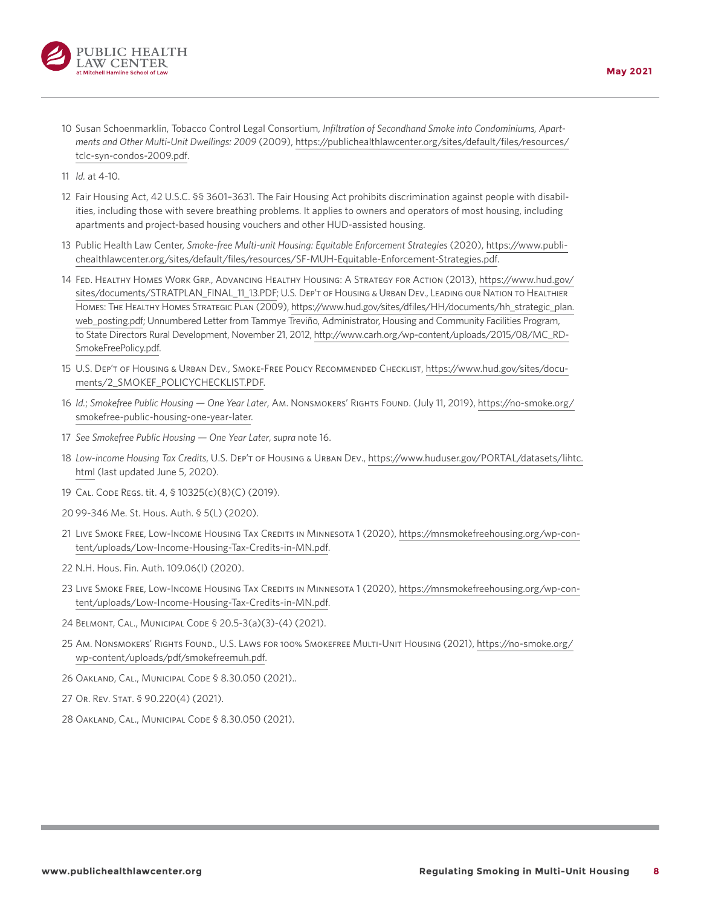10 Susan Schoenmarklin, Tobacco Control Legal Consortium, *Infiltration of Secondhand Smoke into Condominiums, Apartments and Other Multi-Unit Dwellings: 2009* (2009), https://publichealthlawcenter.org/sites/default/files/resources/tclc-syn-condos-2009.pdf.

11 *Id.* at 4-10.

12 Fair Housing Act, 42 U.S.C. §§ 3601–3631. The Fair Housing Act prohibits discrimination against people with disabilities, including those with severe breathing problems. It applies to owners and operators of most housing, including apartments and project-based housing vouchers and other HUD-assisted housing.

13 Public Health Law Center, *Smoke-free Multi-unit Housing: Equitable Enforcement Strategies* (2020), https://www.publichealthlawcenter.org/sites/default/files/resources/SF-MUH-Equitable-Enforcement-Strategies.pdf.

14 Fed. Healthy Homes Work Grp., Advancing Healthy Housing: A Strategy for Action (2013), https://www.hud.gov/sites/documents/STRATPLAN_FINAL_11_13.PDF; U.S. Dep't of Housing & Urban Dev., Leading our Nation to Healthier Homes: The Healthy Homes Strategic Plan (2009), https://www.hud.gov/sites/dfiles/HH/documents/hh_strategic_plan.web_posting.pdf; Unnumbered Letter from Tammye Treviño, Administrator, Housing and Community Facilities Program, to State Directors Rural Development, November 21, 2012, http://www.carh.org/wp-content/uploads/2015/08/MC_RD-SmokeFreePolicy.pdf.

15 U.S. Dep't of Housing & Urban Dev., Smoke-Free Policy Recommended Checklist, https://www.hud.gov/sites/documents/2_SMOKEF_POLICYCHECKLIST.PDF.

16 *Id.*; *Smokefree Public Housing — One Year Later*, Am. Nonsmokers' Rights Found. (July 11, 2019), https://no-smoke.org/smokefree-public-housing-one-year-later.

17 *See Smokefree Public Housing — One Year Later*, *supra* note 16.

18 *Low-income Housing Tax Credits*, U.S. Dep't of Housing & Urban Dev., https://www.huduser.gov/PORTAL/datasets/lihtc.html (last updated June 5, 2020).

19 Cal. Code Regs. tit. 4, § 10325(c)(8)(C) (2019).

20 99-346 Me. St. Hous. Auth. § 5(L) (2020).

21 Live Smoke Free, Low-Income Housing Tax Credits in Minnesota 1 (2020), https://mnsmokefreehousing.org/wp-content/uploads/Low-Income-Housing-Tax-Credits-in-MN.pdf.

22 N.H. Hous. Fin. Auth. 109.06(I) (2020).

23 Live Smoke Free, Low-Income Housing Tax Credits in Minnesota 1 (2020), https://mnsmokefreehousing.org/wp-content/uploads/Low-Income-Housing-Tax-Credits-in-MN.pdf.

24 Belmont, Cal., Municipal Code § 20.5-3(a)(3)-(4) (2021).

25 Am. Nonsmokers' Rights Found., U.S. Laws for 100% Smokefree Multi-Unit Housing (2021), https://no-smoke.org/wp-content/uploads/pdf/smokefreemuh.pdf.

26 Oakland, Cal., Municipal Code § 8.30.050 (2021)..

27 Or. Rev. Stat. § 90.220(4) (2021).

28 Oakland, Cal., Municipal Code § 8.30.050 (2021).